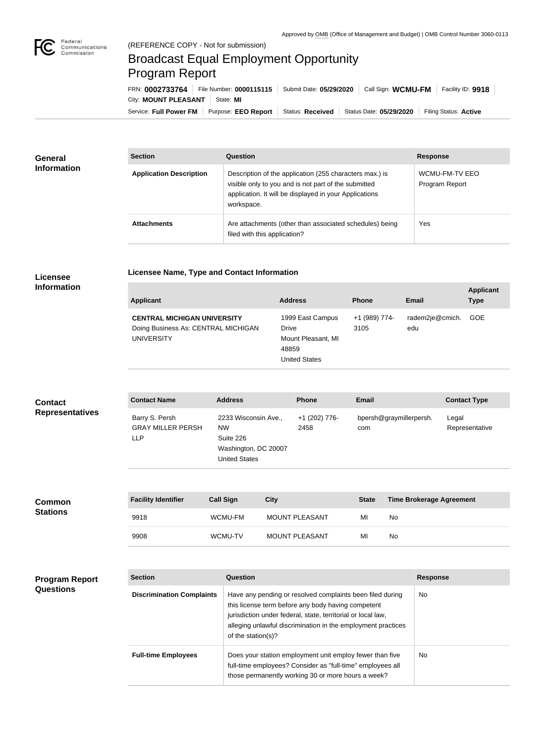Approved by OMB (Office of Management and Budget) | OMB Control Number 3060-0113

(REFERENCE COPY - Not for submission)

# Broadcast Equal Employment Opportunity Program Report

FRN: **0002733764** | File Number: **0000115115** | Submit Date: **05/29/2020** | Call Sign: **WCMU-FM** | Facility ID: **9918**

City: **MOUNT PLEASANT** | State: **MI**

Service: **Full Power FM** | Purpose: **EEO Report** | Status: **Received** | Status Date: **05/29/2020** | Filing Status: **Active**

## General Information

| Section | Question | Response |
| --- | --- | --- |
| **Application Description** | Description of the application (255 characters max.) is visible only to you and is not part of the submitted application. It will be displayed in your Applications workspace. | WCMU-FM-TV EEO Program Report |
| **Attachments** | Are attachments (other than associated schedules) being filed with this application? | Yes |

## Licensee Information

### Licensee Name, Type and Contact Information

| Applicant | Address | Phone | Email | Applicant Type |
| --- | --- | --- | --- | --- |
| **CENTRAL MICHIGAN UNIVERSITY** Doing Business As: CENTRAL MICHIGAN UNIVERSITY | 1999 East Campus Drive Mount Pleasant, MI 48859 United States | +1 (989) 774-3105 | radem2je@cmich.edu | GOE |

## Contact Representatives

| Contact Name | Address | Phone | Email | Contact Type |
| --- | --- | --- | --- | --- |
| Barry S. Persh GRAY MILLER PERSH LLP | 2233 Wisconsin Ave., NW Suite 226 Washington, DC 20007 United States | +1 (202) 776-2458 | bpersh@graymillerpersh.com | Legal Representative |

## Common Stations

| Facility Identifier | Call Sign | City | State | Time Brokerage Agreement |
| --- | --- | --- | --- | --- |
| 9918 | WCMU-FM | MOUNT PLEASANT | MI | No |
| 9908 | WCMU-TV | MOUNT PLEASANT | MI | No |

## Program Report Questions

| Section | Question | Response |
| --- | --- | --- |
| **Discrimination Complaints** | Have any pending or resolved complaints been filed during this license term before any body having competent jurisdiction under federal, state, territorial or local law, alleging unlawful discrimination in the employment practices of the station(s)? | No |
| **Full-time Employees** | Does your station employment unit employ fewer than five full-time employees? Consider as "full-time" employees all those permanently working 30 or more hours a week? | No |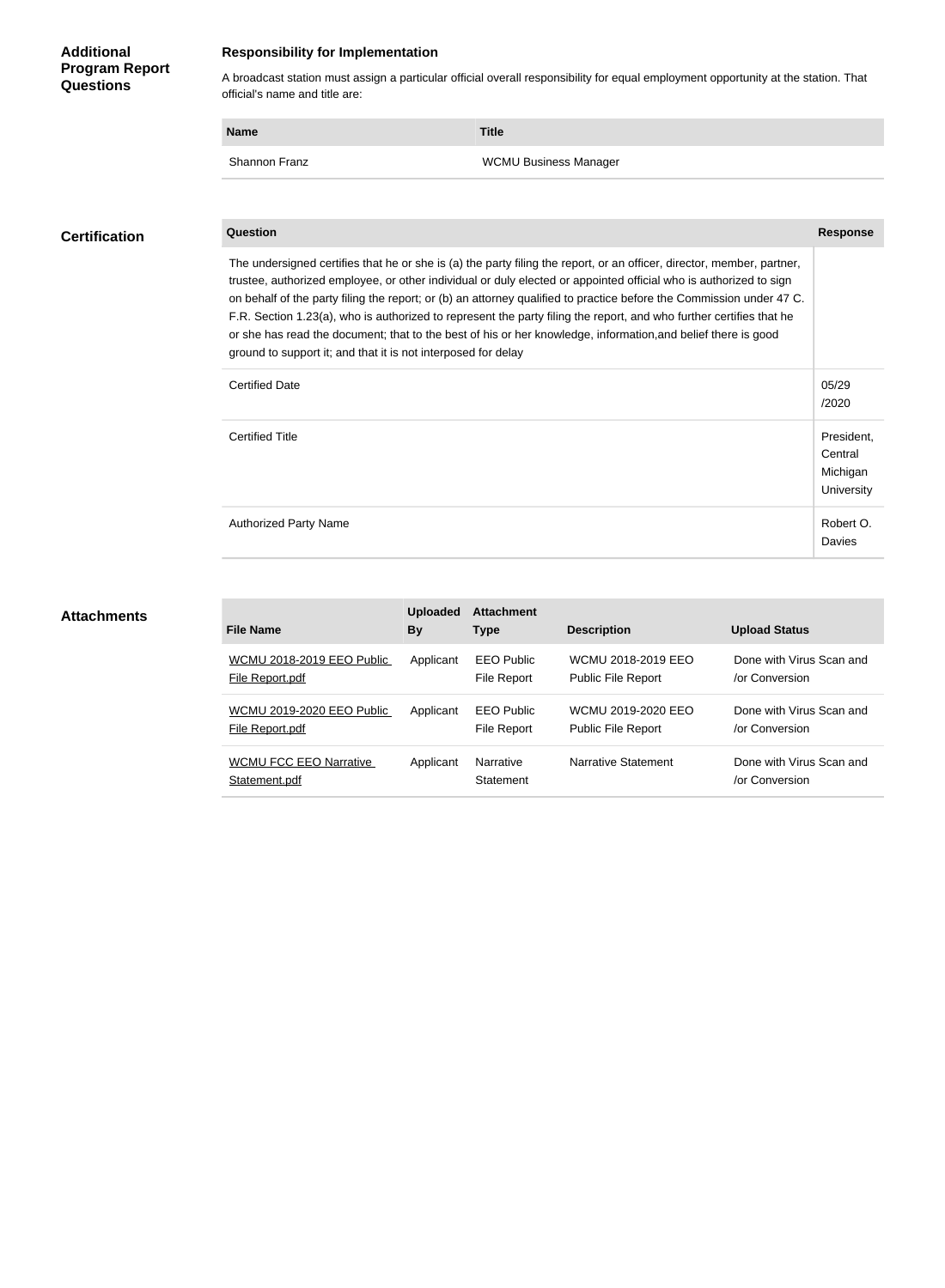## Additional Program Report Questions

### Responsibility for Implementation

A broadcast station must assign a particular official overall responsibility for equal employment opportunity at the station. That official's name and title are:

| Name | Title |
|---|---|
| Shannon Franz | WCMU Business Manager |

## Certification

| Question | Response |
|---|---|
| The undersigned certifies that he or she is (a) the party filing the report, or an officer, director, member, partner, trustee, authorized employee, or other individual or duly elected or appointed official who is authorized to sign on behalf of the party filing the report; or (b) an attorney qualified to practice before the Commission under 47 C.F.R. Section 1.23(a), who is authorized to represent the party filing the report, and who further certifies that he or she has read the document; that to the best of his or her knowledge, information,and belief there is good ground to support it; and that it is not interposed for delay | |
| Certified Date | 05/29/2020 |
| Certified Title | President, Central Michigan University |
| Authorized Party Name | Robert O. Davies |

## Attachments

| File Name | Uploaded By | Attachment Type | Description | Upload Status |
|---|---|---|---|---|
| WCMU 2018-2019 EEO Public File Report.pdf | Applicant | EEO Public File Report | WCMU 2018-2019 EEO Public File Report | Done with Virus Scan and /or Conversion |
| WCMU 2019-2020 EEO Public File Report.pdf | Applicant | EEO Public File Report | WCMU 2019-2020 EEO Public File Report | Done with Virus Scan and /or Conversion |
| WCMU FCC EEO Narrative Statement.pdf | Applicant | Narrative Statement | Narrative Statement | Done with Virus Scan and /or Conversion |